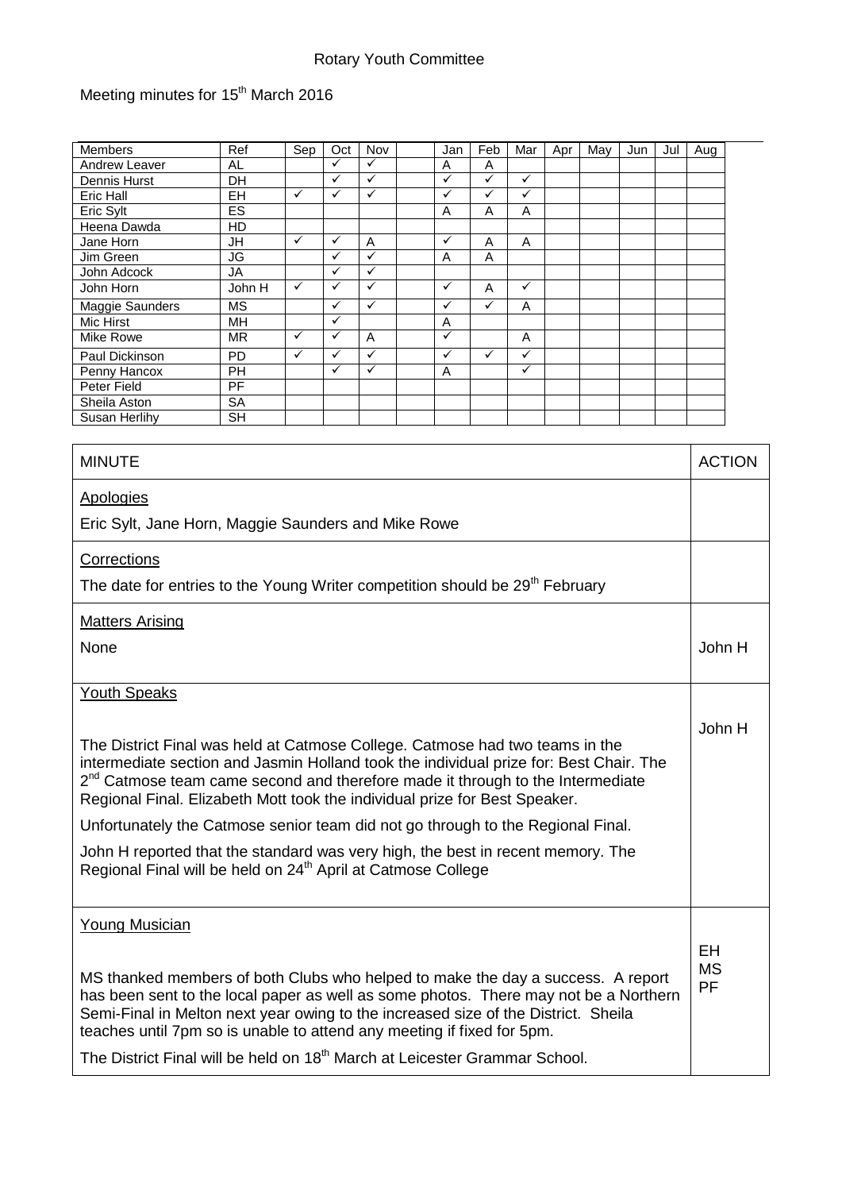# Rotary Youth Committee

Meeting minutes for 15th March 2016

| Members | Ref | Sep | Oct | Nov | | Jan | Feb | Mar | Apr | May | Jun | Jul | Aug |
|---|---|---|---|---|---|---|---|---|---|---|---|---|---|
| Andrew Leaver | AL | | ✓ | ✓ | | A | A | | | | | | |
| Dennis Hurst | DH | | ✓ | ✓ | | ✓ | ✓ | ✓ | | | | | |
| Eric Hall | EH | ✓ | ✓ | ✓ | | ✓ | ✓ | ✓ | | | | | |
| Eric Sylt | ES | | | | | A | A | A | | | | | |
| Heena Dawda | HD | | | | | | | | | | | | |
| Jane Horn | JH | ✓ | ✓ | A | | ✓ | A | A | | | | | |
| Jim Green | JG | | ✓ | ✓ | | A | A | | | | | | |
| John Adcock | JA | | ✓ | ✓ | | | | | | | | | |
| John Horn | John H | ✓ | ✓ | ✓ | | ✓ | A | ✓ | | | | | |
| Maggie Saunders | MS | | ✓ | ✓ | | ✓ | ✓ | A | | | | | |
| Mic Hirst | MH | | ✓ | | | A | | | | | | | |
| Mike Rowe | MR | ✓ | ✓ | A | | ✓ | | A | | | | | |
| Paul Dickinson | PD | ✓ | ✓ | ✓ | | ✓ | ✓ | ✓ | | | | | |
| Penny Hancox | PH | | ✓ | ✓ | | A | | ✓ | | | | | |
| Peter Field | PF | | | | | | | | | | | | |
| Sheila Aston | SA | | | | | | | | | | | | |
| Susan Herlihy | SH | | | | | | | | | | | | |

| MINUTE | ACTION |
|---|---|
| **Apologies**<br>Eric Sylt, Jane Horn, Maggie Saunders and Mike Rowe | |
| **Corrections**<br>The date for entries to the Young Writer competition should be 29th February | |
| **Matters Arising**<br>None | John H |
| **Youth Speaks**<br>The District Final was held at Catmose College. Catmose had two teams in the intermediate section and Jasmin Holland took the individual prize for: Best Chair. The 2nd Catmose team came second and therefore made it through to the Intermediate Regional Final. Elizabeth Mott took the individual prize for Best Speaker.<br>Unfortunately the Catmose senior team did not go through to the Regional Final.<br>John H reported that the standard was very high, the best in recent memory. The Regional Final will be held on 24th April at Catmose College | John H |
| **Young Musician**<br>MS thanked members of both Clubs who helped to make the day a success. A report has been sent to the local paper as well as some photos. There may not be a Northern Semi-Final in Melton next year owing to the increased size of the District. Sheila teaches until 7pm so is unable to attend any meeting if fixed for 5pm.<br>The District Final will be held on 18th March at Leicester Grammar School. | EH<br>MS<br>PF |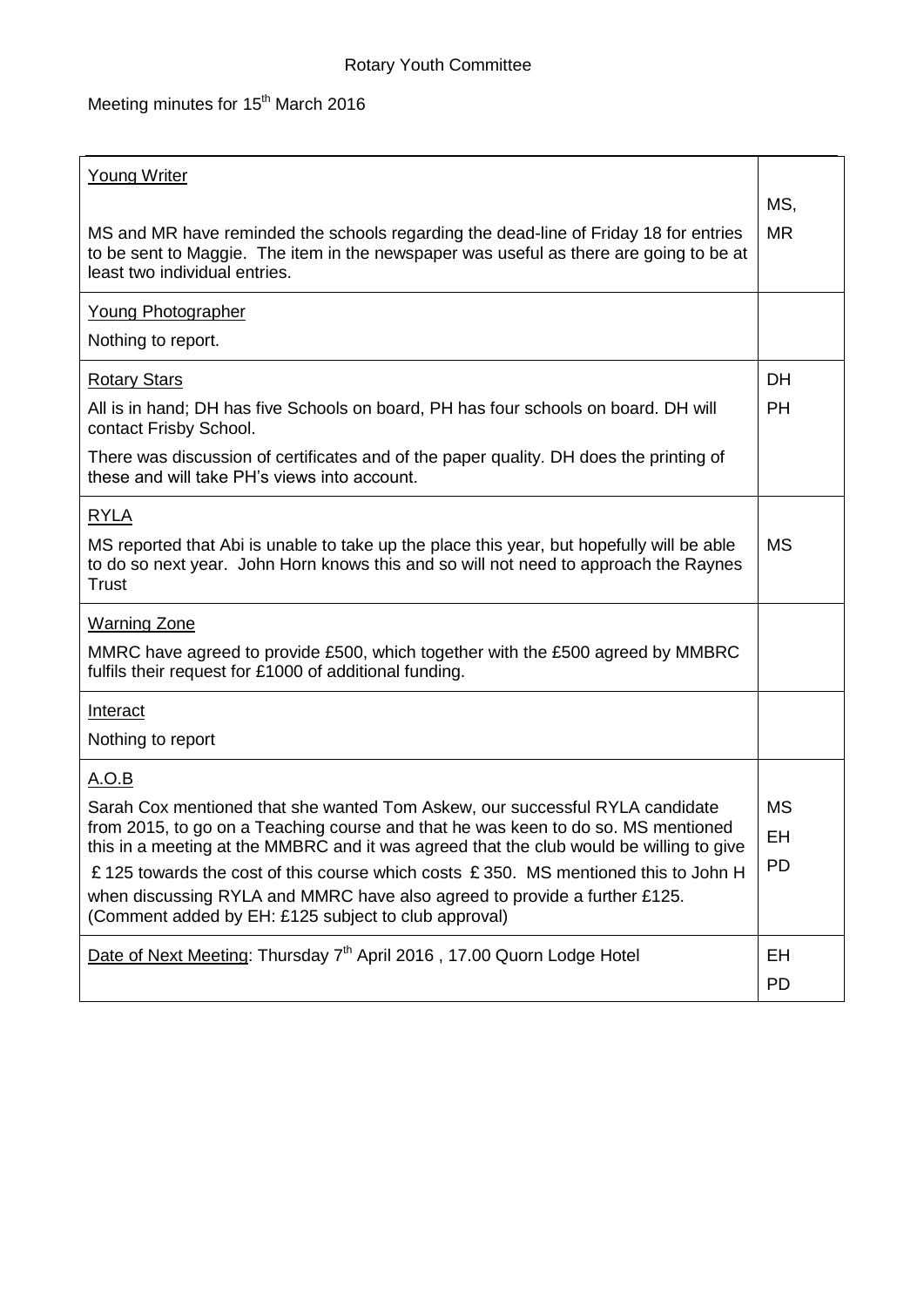Rotary Youth Committee

Meeting minutes for 15th March 2016

| | |
|---|---|
| Young Writer<br><br>MS and MR have reminded the schools regarding the dead-line of Friday 18 for entries to be sent to Maggie. The item in the newspaper was useful as there are going to be at least two individual entries. | MS,<br>MR |
| Young Photographer<br><br>Nothing to report. | |
| Rotary Stars<br><br>All is in hand; DH has five Schools on board, PH has four schools on board. DH will contact Frisby School.<br><br>There was discussion of certificates and of the paper quality. DH does the printing of these and will take PH's views into account. | DH<br>PH |
| RYLA<br><br>MS reported that Abi is unable to take up the place this year, but hopefully will be able to do so next year. John Horn knows this and so will not need to approach the Raynes Trust | MS |
| Warning Zone<br><br>MMRC have agreed to provide £500, which together with the £500 agreed by MMBRC fulfils their request for £1000 of additional funding. | |
| Interact<br><br>Nothing to report | |
| A.O.B<br><br>Sarah Cox mentioned that she wanted Tom Askew, our successful RYLA candidate from 2015, to go on a Teaching course and that he was keen to do so. MS mentioned this in a meeting at the MMBRC and it was agreed that the club would be willing to give £ 125 towards the cost of this course which costs £ 350. MS mentioned this to John H when discussing RYLA and MMRC have also agreed to provide a further £125. (Comment added by EH: £125 subject to club approval) | MS<br>EH<br>PD |
| Date of Next Meeting: Thursday 7th April 2016 , 17.00 Quorn Lodge Hotel | EH<br>PD |